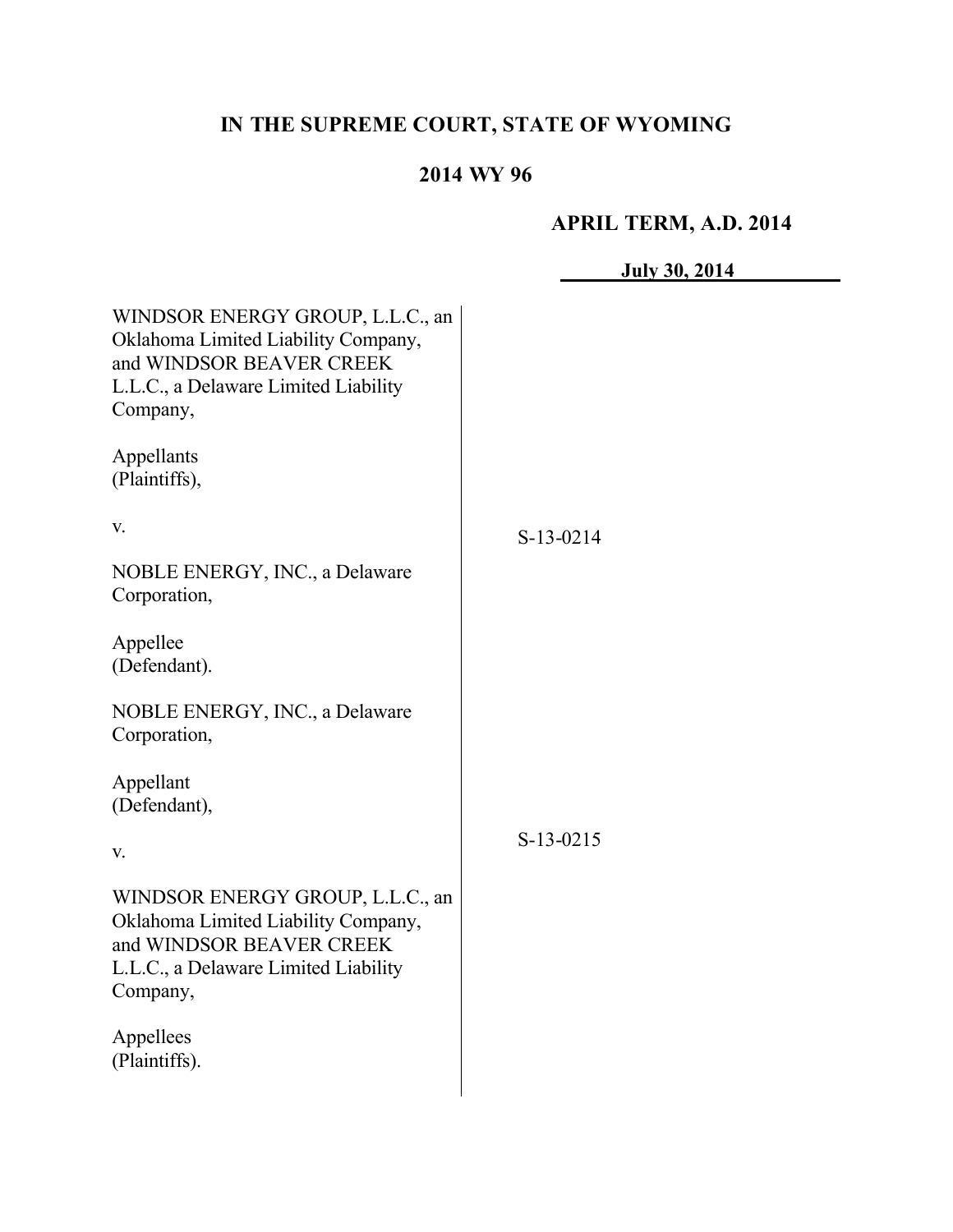# IN THE SUPREME COURT, STATE OF WYOMING

## 2014 WY 96

### APRIL TERM, A.D. 2014

**July 30, 2014**

| | |
|---|---|
| WINDSOR ENERGY GROUP, L.L.C., an Oklahoma Limited Liability Company, and WINDSOR BEAVER CREEK L.L.C., a Delaware Limited Liability Company,<br><br>Appellants (Plaintiffs),<br><br>v.<br><br>NOBLE ENERGY, INC., a Delaware Corporation,<br><br>Appellee (Defendant). | S-13-0214 |
| NOBLE ENERGY, INC., a Delaware Corporation,<br><br>Appellant (Defendant),<br><br>v.<br><br>WINDSOR ENERGY GROUP, L.L.C., an Oklahoma Limited Liability Company, and WINDSOR BEAVER CREEK L.L.C., a Delaware Limited Liability Company,<br><br>Appellees (Plaintiffs). | S-13-0215 |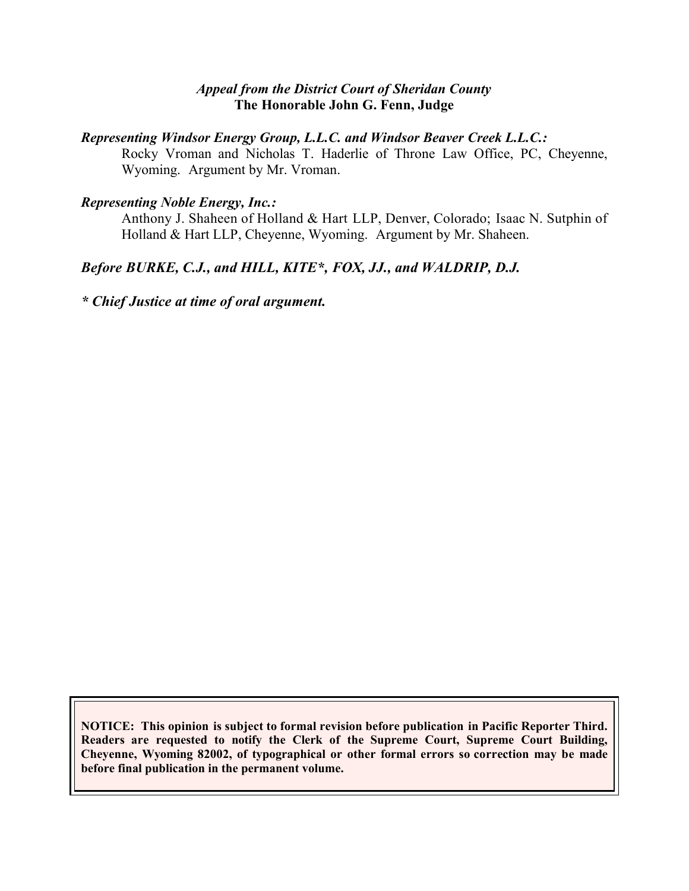*Appeal from the District Court of Sheridan County*
**The Honorable John G. Fenn, Judge**

***Representing Windsor Energy Group, L.L.C. and Windsor Beaver Creek L.L.C.:***
Rocky Vroman and Nicholas T. Haderlie of Throne Law Office, PC, Cheyenne, Wyoming. Argument by Mr. Vroman.

***Representing Noble Energy, Inc.:***
Anthony J. Shaheen of Holland & Hart LLP, Denver, Colorado; Isaac N. Sutphin of Holland & Hart LLP, Cheyenne, Wyoming. Argument by Mr. Shaheen.

***Before BURKE, C.J., and HILL, KITE*, FOX, JJ., and WALDRIP, D.J.***

***\* Chief Justice at time of oral argument.***

**NOTICE: This opinion is subject to formal revision before publication in Pacific Reporter Third. Readers are requested to notify the Clerk of the Supreme Court, Supreme Court Building, Cheyenne, Wyoming 82002, of typographical or other formal errors so correction may be made before final publication in the permanent volume.**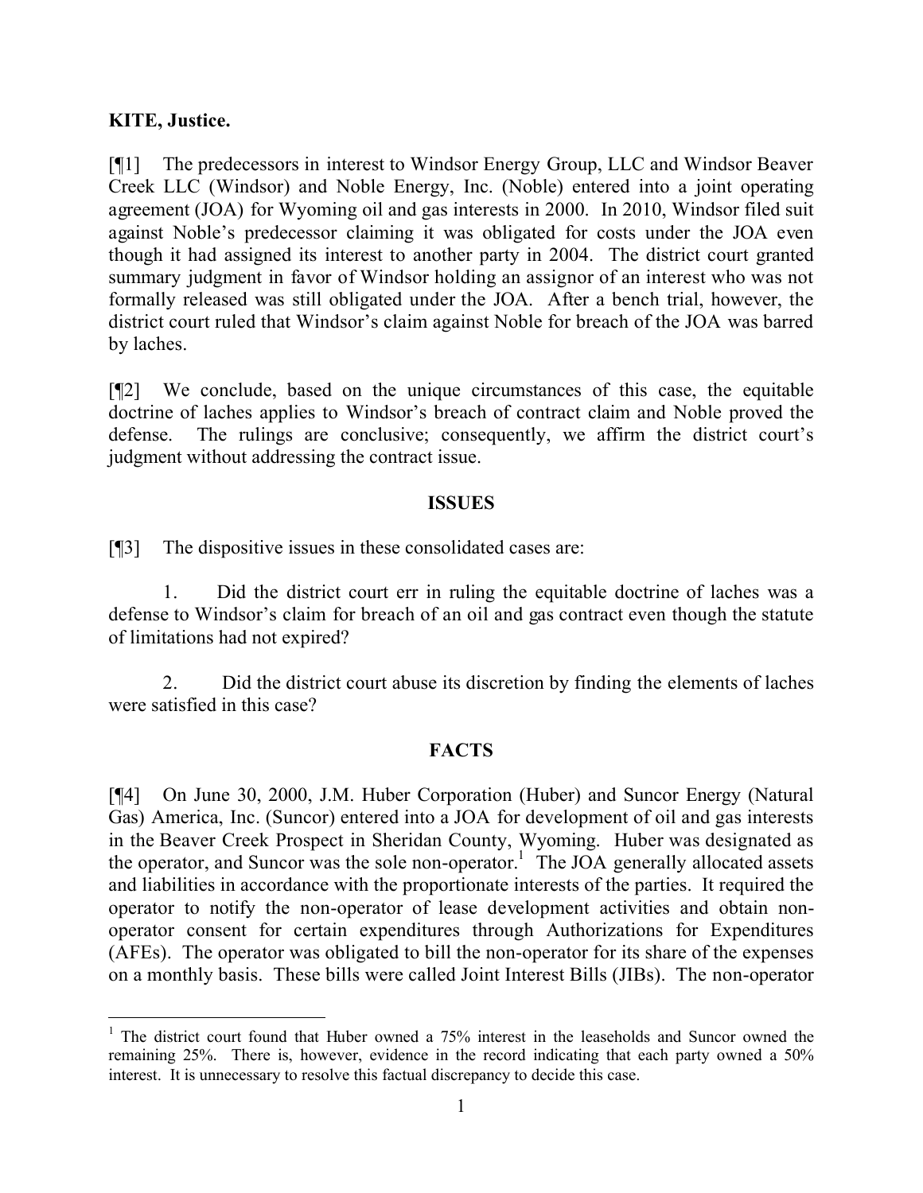**KITE, Justice.**

[¶1] The predecessors in interest to Windsor Energy Group, LLC and Windsor Beaver Creek LLC (Windsor) and Noble Energy, Inc. (Noble) entered into a joint operating agreement (JOA) for Wyoming oil and gas interests in 2000. In 2010, Windsor filed suit against Noble's predecessor claiming it was obligated for costs under the JOA even though it had assigned its interest to another party in 2004. The district court granted summary judgment in favor of Windsor holding an assignor of an interest who was not formally released was still obligated under the JOA. After a bench trial, however, the district court ruled that Windsor's claim against Noble for breach of the JOA was barred by laches.

[¶2] We conclude, based on the unique circumstances of this case, the equitable doctrine of laches applies to Windsor's breach of contract claim and Noble proved the defense. The rulings are conclusive; consequently, we affirm the district court's judgment without addressing the contract issue.

## ISSUES

[¶3] The dispositive issues in these consolidated cases are:

1. Did the district court err in ruling the equitable doctrine of laches was a defense to Windsor's claim for breach of an oil and gas contract even though the statute of limitations had not expired?

2. Did the district court abuse its discretion by finding the elements of laches were satisfied in this case?

## FACTS

[¶4] On June 30, 2000, J.M. Huber Corporation (Huber) and Suncor Energy (Natural Gas) America, Inc. (Suncor) entered into a JOA for development of oil and gas interests in the Beaver Creek Prospect in Sheridan County, Wyoming. Huber was designated as the operator, and Suncor was the sole non-operator.[1] The JOA generally allocated assets and liabilities in accordance with the proportionate interests of the parties. It required the operator to notify the non-operator of lease development activities and obtain non-operator consent for certain expenditures through Authorizations for Expenditures (AFEs). The operator was obligated to bill the non-operator for its share of the expenses on a monthly basis. These bills were called Joint Interest Bills (JIBs). The non-operator

[1] The district court found that Huber owned a 75% interest in the leaseholds and Suncor owned the remaining 25%. There is, however, evidence in the record indicating that each party owned a 50% interest. It is unnecessary to resolve this factual discrepancy to decide this case.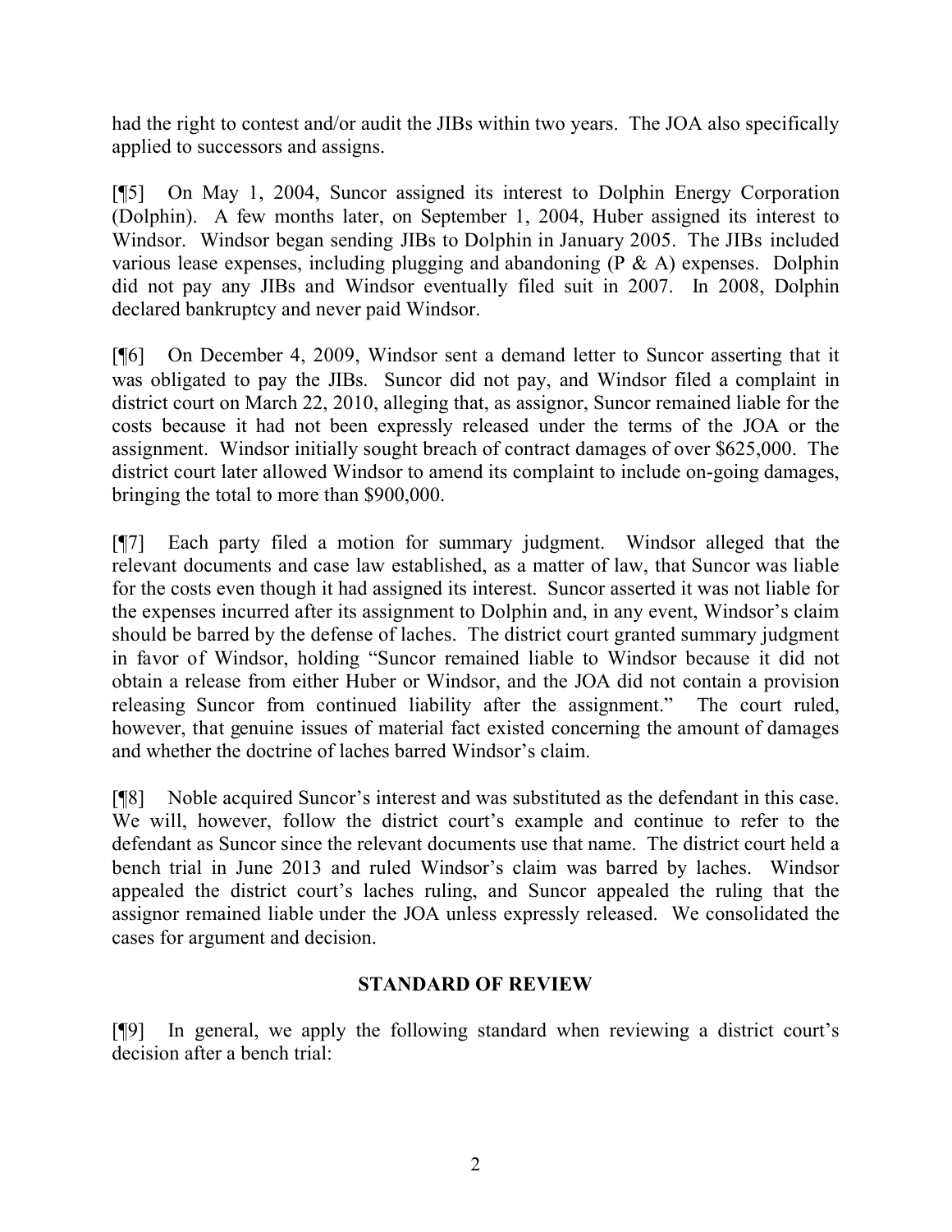had the right to contest and/or audit the JIBs within two years. The JOA also specifically applied to successors and assigns.

[¶5] On May 1, 2004, Suncor assigned its interest to Dolphin Energy Corporation (Dolphin). A few months later, on September 1, 2004, Huber assigned its interest to Windsor. Windsor began sending JIBs to Dolphin in January 2005. The JIBs included various lease expenses, including plugging and abandoning (P & A) expenses. Dolphin did not pay any JIBs and Windsor eventually filed suit in 2007. In 2008, Dolphin declared bankruptcy and never paid Windsor.

[¶6] On December 4, 2009, Windsor sent a demand letter to Suncor asserting that it was obligated to pay the JIBs. Suncor did not pay, and Windsor filed a complaint in district court on March 22, 2010, alleging that, as assignor, Suncor remained liable for the costs because it had not been expressly released under the terms of the JOA or the assignment. Windsor initially sought breach of contract damages of over $625,000. The district court later allowed Windsor to amend its complaint to include on-going damages, bringing the total to more than $900,000.

[¶7] Each party filed a motion for summary judgment. Windsor alleged that the relevant documents and case law established, as a matter of law, that Suncor was liable for the costs even though it had assigned its interest. Suncor asserted it was not liable for the expenses incurred after its assignment to Dolphin and, in any event, Windsor's claim should be barred by the defense of laches. The district court granted summary judgment in favor of Windsor, holding "Suncor remained liable to Windsor because it did not obtain a release from either Huber or Windsor, and the JOA did not contain a provision releasing Suncor from continued liability after the assignment." The court ruled, however, that genuine issues of material fact existed concerning the amount of damages and whether the doctrine of laches barred Windsor's claim.

[¶8] Noble acquired Suncor's interest and was substituted as the defendant in this case. We will, however, follow the district court's example and continue to refer to the defendant as Suncor since the relevant documents use that name. The district court held a bench trial in June 2013 and ruled Windsor's claim was barred by laches. Windsor appealed the district court's laches ruling, and Suncor appealed the ruling that the assignor remained liable under the JOA unless expressly released. We consolidated the cases for argument and decision.

## STANDARD OF REVIEW

[¶9] In general, we apply the following standard when reviewing a district court's decision after a bench trial: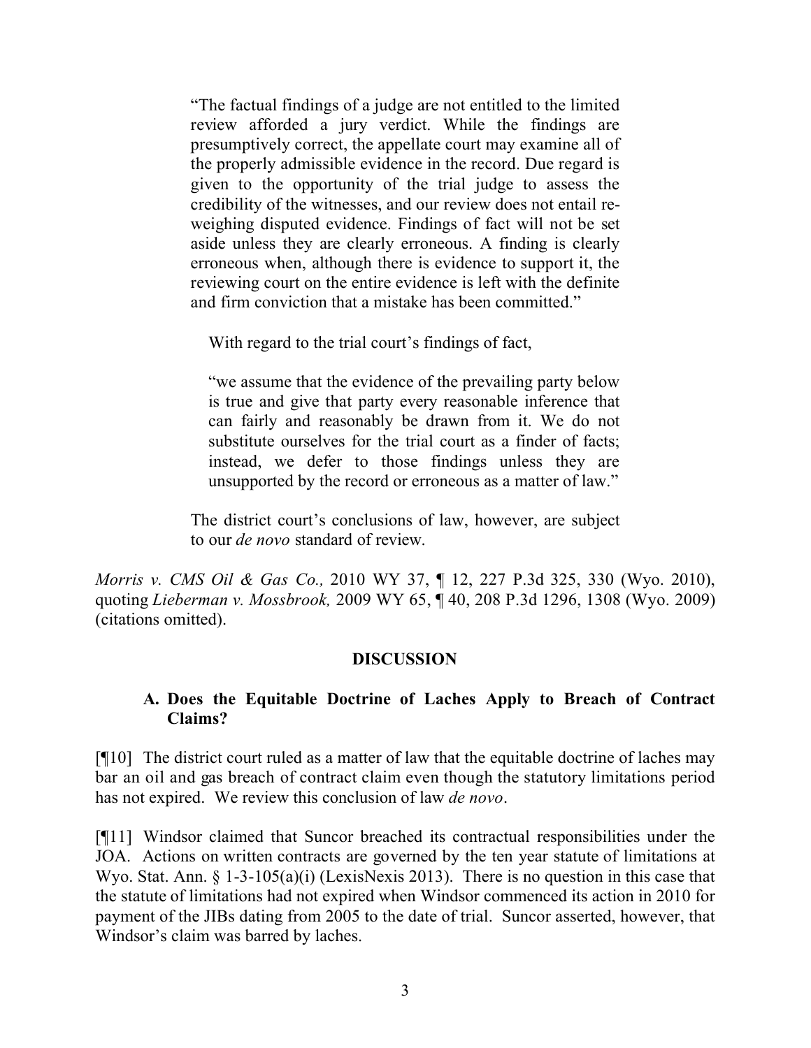> "The factual findings of a judge are not entitled to the limited review afforded a jury verdict. While the findings are presumptively correct, the appellate court may examine all of the properly admissible evidence in the record. Due regard is given to the opportunity of the trial judge to assess the credibility of the witnesses, and our review does not entail re-weighing disputed evidence. Findings of fact will not be set aside unless they are clearly erroneous. A finding is clearly erroneous when, although there is evidence to support it, the reviewing court on the entire evidence is left with the definite and firm conviction that a mistake has been committed."
>
> With regard to the trial court's findings of fact,
>
> > "we assume that the evidence of the prevailing party below is true and give that party every reasonable inference that can fairly and reasonably be drawn from it. We do not substitute ourselves for the trial court as a finder of facts; instead, we defer to those findings unless they are unsupported by the record or erroneous as a matter of law."
>
> The district court's conclusions of law, however, are subject to our *de novo* standard of review.

*Morris v. CMS Oil & Gas Co.,* 2010 WY 37, ¶ 12, 227 P.3d 325, 330 (Wyo. 2010), quoting *Lieberman v. Mossbrook,* 2009 WY 65, ¶ 40, 208 P.3d 1296, 1308 (Wyo. 2009) (citations omitted).

## DISCUSSION

### A. Does the Equitable Doctrine of Laches Apply to Breach of Contract Claims?

[¶10] The district court ruled as a matter of law that the equitable doctrine of laches may bar an oil and gas breach of contract claim even though the statutory limitations period has not expired. We review this conclusion of law *de novo*.

[¶11] Windsor claimed that Suncor breached its contractual responsibilities under the JOA. Actions on written contracts are governed by the ten year statute of limitations at Wyo. Stat. Ann. § 1-3-105(a)(i) (LexisNexis 2013). There is no question in this case that the statute of limitations had not expired when Windsor commenced its action in 2010 for payment of the JIBs dating from 2005 to the date of trial. Suncor asserted, however, that Windsor's claim was barred by laches.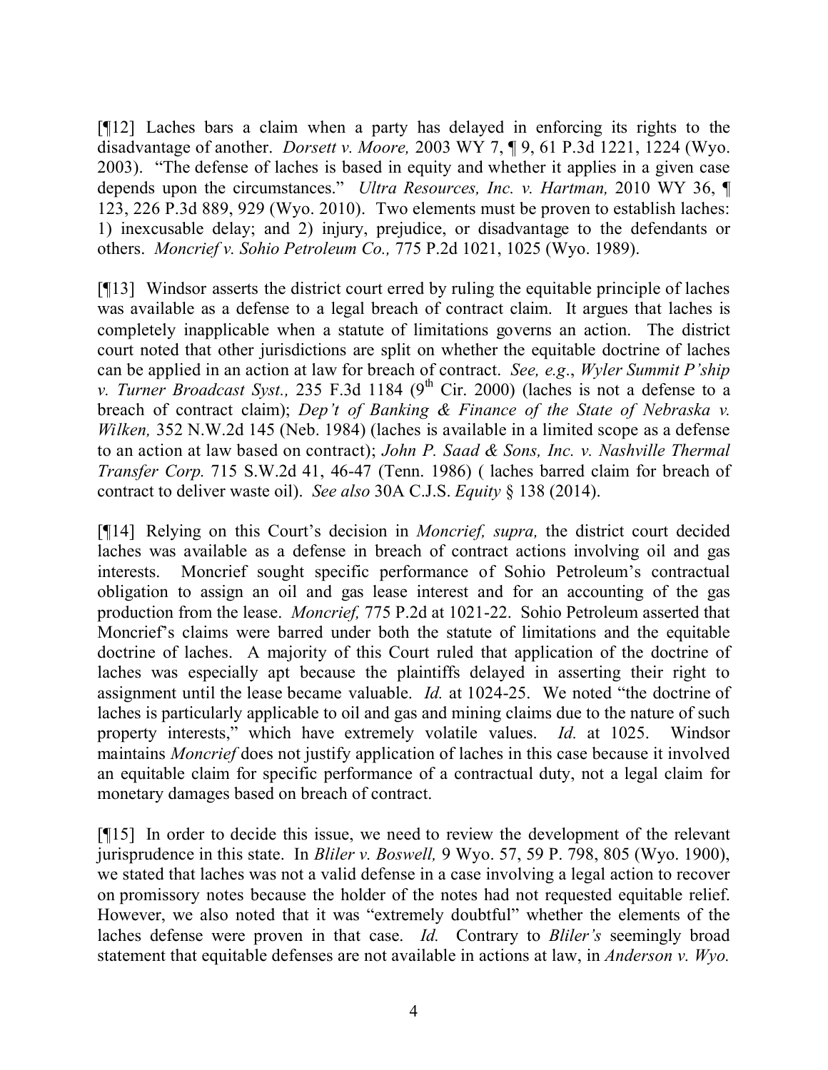[¶12] Laches bars a claim when a party has delayed in enforcing its rights to the disadvantage of another. *Dorsett v. Moore,* 2003 WY 7, ¶ 9, 61 P.3d 1221, 1224 (Wyo. 2003). "The defense of laches is based in equity and whether it applies in a given case depends upon the circumstances." *Ultra Resources, Inc. v. Hartman,* 2010 WY 36, ¶ 123, 226 P.3d 889, 929 (Wyo. 2010). Two elements must be proven to establish laches: 1) inexcusable delay; and 2) injury, prejudice, or disadvantage to the defendants or others. *Moncrief v. Sohio Petroleum Co.,* 775 P.2d 1021, 1025 (Wyo. 1989).

[¶13] Windsor asserts the district court erred by ruling the equitable principle of laches was available as a defense to a legal breach of contract claim. It argues that laches is completely inapplicable when a statute of limitations governs an action. The district court noted that other jurisdictions are split on whether the equitable doctrine of laches can be applied in an action at law for breach of contract. *See, e.g.*, *Wyler Summit P'ship v. Turner Broadcast Syst.,* 235 F.3d 1184 (9th Cir. 2000) (laches is not a defense to a breach of contract claim); *Dep't of Banking & Finance of the State of Nebraska v. Wilken,* 352 N.W.2d 145 (Neb. 1984) (laches is available in a limited scope as a defense to an action at law based on contract); *John P. Saad & Sons, Inc. v. Nashville Thermal Transfer Corp.* 715 S.W.2d 41, 46-47 (Tenn. 1986) ( laches barred claim for breach of contract to deliver waste oil). *See also* 30A C.J.S. *Equity* § 138 (2014).

[¶14] Relying on this Court's decision in *Moncrief, supra,* the district court decided laches was available as a defense in breach of contract actions involving oil and gas interests. Moncrief sought specific performance of Sohio Petroleum's contractual obligation to assign an oil and gas lease interest and for an accounting of the gas production from the lease. *Moncrief,* 775 P.2d at 1021-22. Sohio Petroleum asserted that Moncrief's claims were barred under both the statute of limitations and the equitable doctrine of laches. A majority of this Court ruled that application of the doctrine of laches was especially apt because the plaintiffs delayed in asserting their right to assignment until the lease became valuable. *Id.* at 1024-25. We noted "the doctrine of laches is particularly applicable to oil and gas and mining claims due to the nature of such property interests," which have extremely volatile values. *Id.* at 1025. Windsor maintains *Moncrief* does not justify application of laches in this case because it involved an equitable claim for specific performance of a contractual duty, not a legal claim for monetary damages based on breach of contract.

[¶15] In order to decide this issue, we need to review the development of the relevant jurisprudence in this state. In *Bliler v. Boswell,* 9 Wyo. 57, 59 P. 798, 805 (Wyo. 1900), we stated that laches was not a valid defense in a case involving a legal action to recover on promissory notes because the holder of the notes had not requested equitable relief. However, we also noted that it was "extremely doubtful" whether the elements of the laches defense were proven in that case. *Id.* Contrary to *Bliler's* seemingly broad statement that equitable defenses are not available in actions at law, in *Anderson v. Wyo.*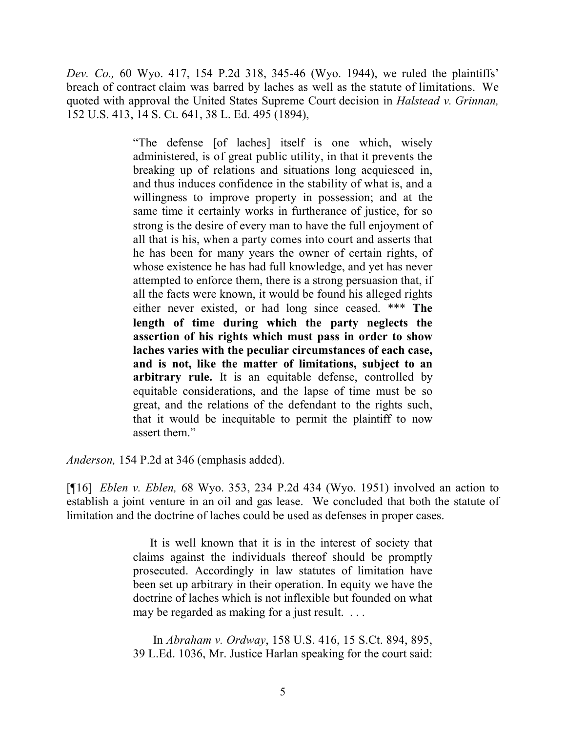*Dev. Co.,* 60 Wyo. 417, 154 P.2d 318, 345-46 (Wyo. 1944), we ruled the plaintiffs' breach of contract claim was barred by laches as well as the statute of limitations. We quoted with approval the United States Supreme Court decision in *Halstead v. Grinnan,* 152 U.S. 413, 14 S. Ct. 641, 38 L. Ed. 495 (1894),

> "The defense [of laches] itself is one which, wisely administered, is of great public utility, in that it prevents the breaking up of relations and situations long acquiesced in, and thus induces confidence in the stability of what is, and a willingness to improve property in possession; and at the same time it certainly works in furtherance of justice, for so strong is the desire of every man to have the full enjoyment of all that is his, when a party comes into court and asserts that he has been for many years the owner of certain rights, of whose existence he has had full knowledge, and yet has never attempted to enforce them, there is a strong persuasion that, if all the facts were known, it would be found his alleged rights either never existed, or had long since ceased. *** **The length of time during which the party neglects the assertion of his rights which must pass in order to show laches varies with the peculiar circumstances of each case, and is not, like the matter of limitations, subject to an arbitrary rule.** It is an equitable defense, controlled by equitable considerations, and the lapse of time must be so great, and the relations of the defendant to the rights such, that it would be inequitable to permit the plaintiff to now assert them."

*Anderson,* 154 P.2d at 346 (emphasis added).

[¶16] *Eblen v. Eblen,* 68 Wyo. 353, 234 P.2d 434 (Wyo. 1951) involved an action to establish a joint venture in an oil and gas lease. We concluded that both the statute of limitation and the doctrine of laches could be used as defenses in proper cases.

> It is well known that it is in the interest of society that claims against the individuals thereof should be promptly prosecuted. Accordingly in law statutes of limitation have been set up arbitrary in their operation. In equity we have the doctrine of laches which is not inflexible but founded on what may be regarded as making for a just result. . . .
>
> In *Abraham v. Ordway*, 158 U.S. 416, 15 S.Ct. 894, 895, 39 L.Ed. 1036, Mr. Justice Harlan speaking for the court said: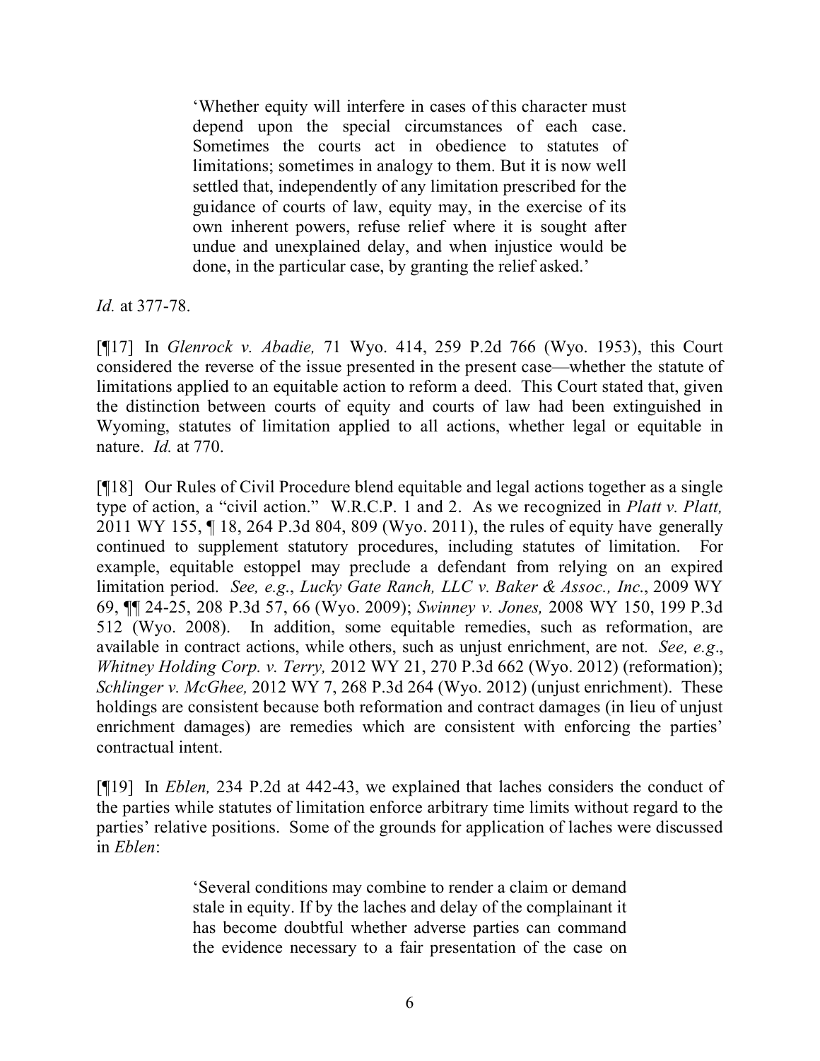> 'Whether equity will interfere in cases of this character must depend upon the special circumstances of each case. Sometimes the courts act in obedience to statutes of limitations; sometimes in analogy to them. But it is now well settled that, independently of any limitation prescribed for the guidance of courts of law, equity may, in the exercise of its own inherent powers, refuse relief where it is sought after undue and unexplained delay, and when injustice would be done, in the particular case, by granting the relief asked.'

*Id.* at 377-78.

[¶17] In *Glenrock v. Abadie,* 71 Wyo. 414, 259 P.2d 766 (Wyo. 1953), this Court considered the reverse of the issue presented in the present case—whether the statute of limitations applied to an equitable action to reform a deed. This Court stated that, given the distinction between courts of equity and courts of law had been extinguished in Wyoming, statutes of limitation applied to all actions, whether legal or equitable in nature. *Id.* at 770.

[¶18] Our Rules of Civil Procedure blend equitable and legal actions together as a single type of action, a "civil action." W.R.C.P. 1 and 2. As we recognized in *Platt v. Platt,* 2011 WY 155, ¶ 18, 264 P.3d 804, 809 (Wyo. 2011), the rules of equity have generally continued to supplement statutory procedures, including statutes of limitation. For example, equitable estoppel may preclude a defendant from relying on an expired limitation period. *See, e.g.*, *Lucky Gate Ranch, LLC v. Baker & Assoc., Inc.*, 2009 WY 69, ¶¶ 24-25, 208 P.3d 57, 66 (Wyo. 2009); *Swinney v. Jones,* 2008 WY 150, 199 P.3d 512 (Wyo. 2008). In addition, some equitable remedies, such as reformation, are available in contract actions, while others, such as unjust enrichment, are not. *See, e.g*., *Whitney Holding Corp. v. Terry,* 2012 WY 21, 270 P.3d 662 (Wyo. 2012) (reformation); *Schlinger v. McGhee,* 2012 WY 7, 268 P.3d 264 (Wyo. 2012) (unjust enrichment). These holdings are consistent because both reformation and contract damages (in lieu of unjust enrichment damages) are remedies which are consistent with enforcing the parties' contractual intent.

[¶19] In *Eblen,* 234 P.2d at 442-43, we explained that laches considers the conduct of the parties while statutes of limitation enforce arbitrary time limits without regard to the parties' relative positions. Some of the grounds for application of laches were discussed in *Eblen*:

> 'Several conditions may combine to render a claim or demand stale in equity. If by the laches and delay of the complainant it has become doubtful whether adverse parties can command the evidence necessary to a fair presentation of the case on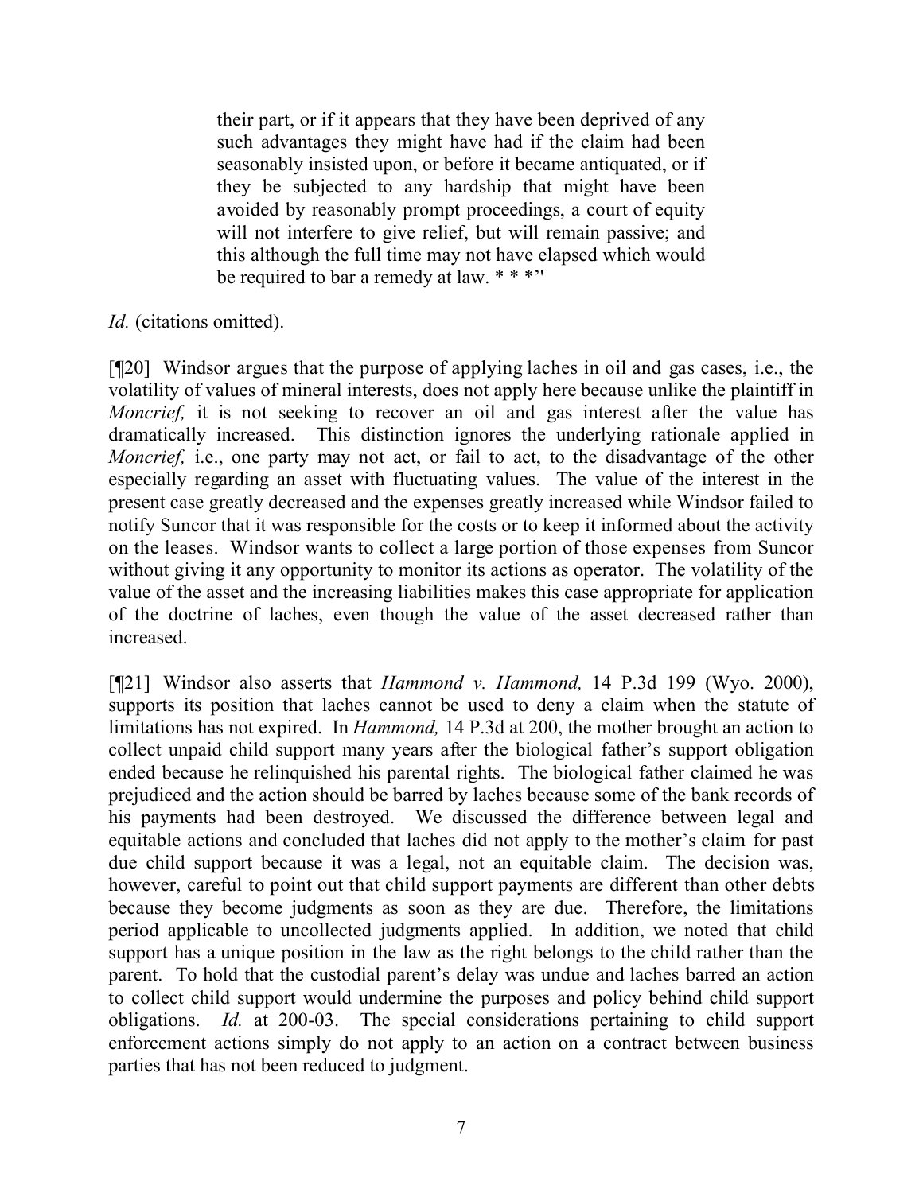> their part, or if it appears that they have been deprived of any such advantages they might have had if the claim had been seasonably insisted upon, or before it became antiquated, or if they be subjected to any hardship that might have been avoided by reasonably prompt proceedings, a court of equity will not interfere to give relief, but will remain passive; and this although the full time may not have elapsed which would be required to bar a remedy at law. * * *'"

*Id.* (citations omitted).

[¶20] Windsor argues that the purpose of applying laches in oil and gas cases, i.e., the volatility of values of mineral interests, does not apply here because unlike the plaintiff in *Moncrief,* it is not seeking to recover an oil and gas interest after the value has dramatically increased. This distinction ignores the underlying rationale applied in *Moncrief,* i.e., one party may not act, or fail to act, to the disadvantage of the other especially regarding an asset with fluctuating values. The value of the interest in the present case greatly decreased and the expenses greatly increased while Windsor failed to notify Suncor that it was responsible for the costs or to keep it informed about the activity on the leases. Windsor wants to collect a large portion of those expenses from Suncor without giving it any opportunity to monitor its actions as operator. The volatility of the value of the asset and the increasing liabilities makes this case appropriate for application of the doctrine of laches, even though the value of the asset decreased rather than increased.

[¶21] Windsor also asserts that *Hammond v. Hammond,* 14 P.3d 199 (Wyo. 2000), supports its position that laches cannot be used to deny a claim when the statute of limitations has not expired. In *Hammond,* 14 P.3d at 200, the mother brought an action to collect unpaid child support many years after the biological father's support obligation ended because he relinquished his parental rights. The biological father claimed he was prejudiced and the action should be barred by laches because some of the bank records of his payments had been destroyed. We discussed the difference between legal and equitable actions and concluded that laches did not apply to the mother's claim for past due child support because it was a legal, not an equitable claim. The decision was, however, careful to point out that child support payments are different than other debts because they become judgments as soon as they are due. Therefore, the limitations period applicable to uncollected judgments applied. In addition, we noted that child support has a unique position in the law as the right belongs to the child rather than the parent. To hold that the custodial parent's delay was undue and laches barred an action to collect child support would undermine the purposes and policy behind child support obligations. *Id.* at 200-03. The special considerations pertaining to child support enforcement actions simply do not apply to an action on a contract between business parties that has not been reduced to judgment.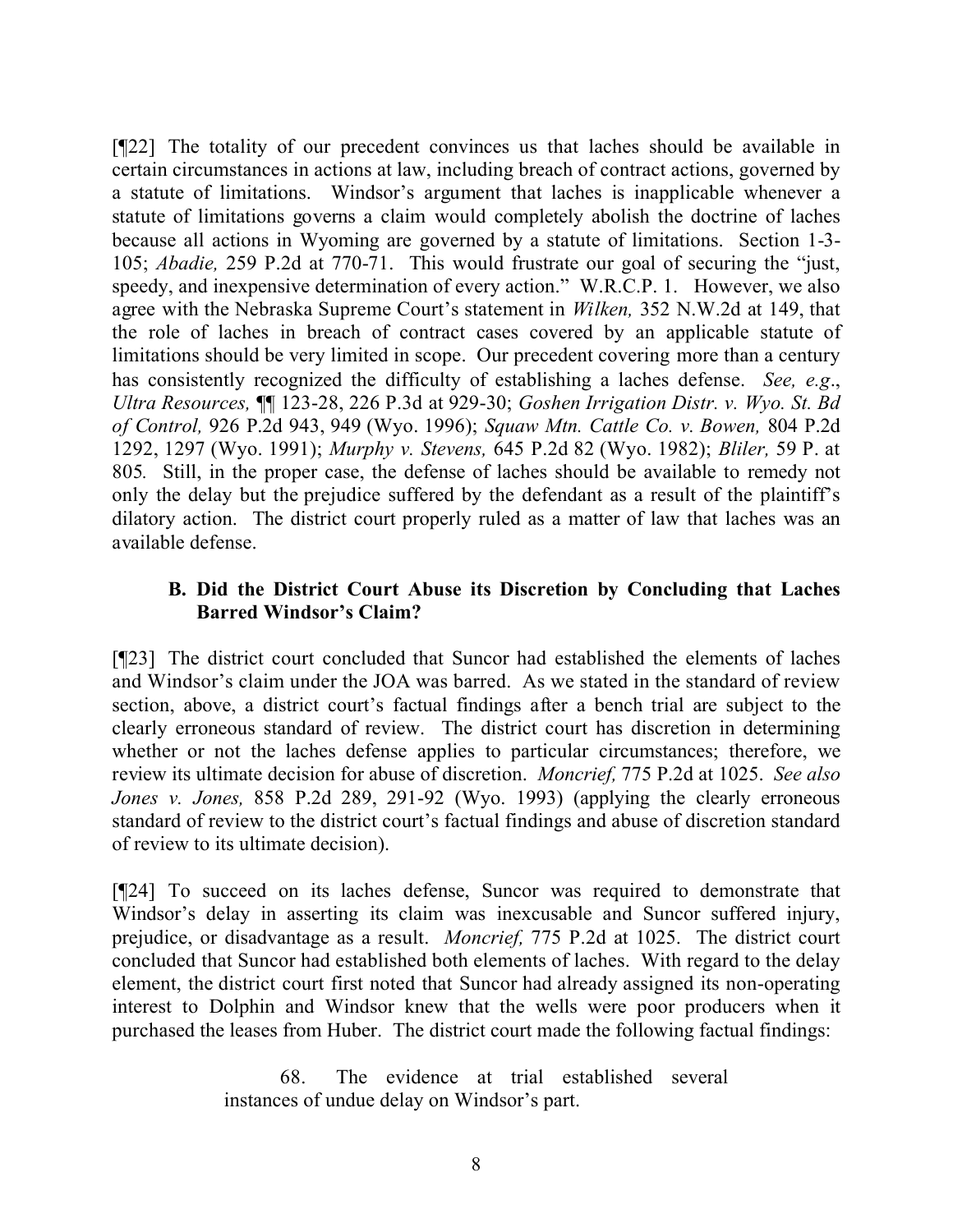[¶22] The totality of our precedent convinces us that laches should be available in certain circumstances in actions at law, including breach of contract actions, governed by a statute of limitations. Windsor's argument that laches is inapplicable whenever a statute of limitations governs a claim would completely abolish the doctrine of laches because all actions in Wyoming are governed by a statute of limitations. Section 1-3-105; *Abadie,* 259 P.2d at 770-71. This would frustrate our goal of securing the "just, speedy, and inexpensive determination of every action." W.R.C.P. 1. However, we also agree with the Nebraska Supreme Court's statement in *Wilken,* 352 N.W.2d at 149, that the role of laches in breach of contract cases covered by an applicable statute of limitations should be very limited in scope. Our precedent covering more than a century has consistently recognized the difficulty of establishing a laches defense. *See, e.g*., *Ultra Resources,* ¶¶ 123-28, 226 P.3d at 929-30; *Goshen Irrigation Distr. v. Wyo. St. Bd of Control,* 926 P.2d 943, 949 (Wyo. 1996); *Squaw Mtn. Cattle Co. v. Bowen,* 804 P.2d 1292, 1297 (Wyo. 1991); *Murphy v. Stevens,* 645 P.2d 82 (Wyo. 1982); *Bliler,* 59 P. at 805*.* Still, in the proper case, the defense of laches should be available to remedy not only the delay but the prejudice suffered by the defendant as a result of the plaintiff's dilatory action. The district court properly ruled as a matter of law that laches was an available defense.

### B. Did the District Court Abuse its Discretion by Concluding that Laches Barred Windsor's Claim?

[¶23] The district court concluded that Suncor had established the elements of laches and Windsor's claim under the JOA was barred. As we stated in the standard of review section, above, a district court's factual findings after a bench trial are subject to the clearly erroneous standard of review. The district court has discretion in determining whether or not the laches defense applies to particular circumstances; therefore, we review its ultimate decision for abuse of discretion. *Moncrief,* 775 P.2d at 1025. *See also Jones v. Jones,* 858 P.2d 289, 291-92 (Wyo. 1993) (applying the clearly erroneous standard of review to the district court's factual findings and abuse of discretion standard of review to its ultimate decision).

[¶24] To succeed on its laches defense, Suncor was required to demonstrate that Windsor's delay in asserting its claim was inexcusable and Suncor suffered injury, prejudice, or disadvantage as a result. *Moncrief,* 775 P.2d at 1025. The district court concluded that Suncor had established both elements of laches. With regard to the delay element, the district court first noted that Suncor had already assigned its non-operating interest to Dolphin and Windsor knew that the wells were poor producers when it purchased the leases from Huber. The district court made the following factual findings:

> 68. The evidence at trial established several instances of undue delay on Windsor's part.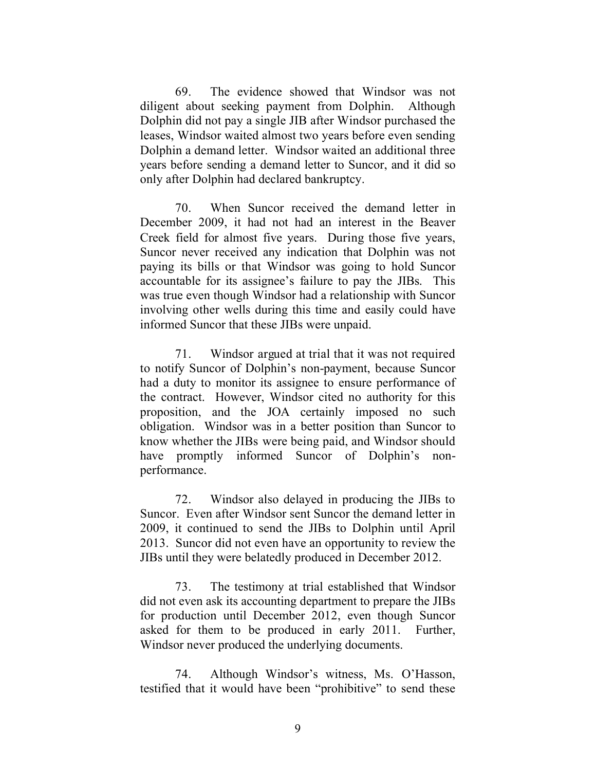69. The evidence showed that Windsor was not diligent about seeking payment from Dolphin. Although Dolphin did not pay a single JIB after Windsor purchased the leases, Windsor waited almost two years before even sending Dolphin a demand letter. Windsor waited an additional three years before sending a demand letter to Suncor, and it did so only after Dolphin had declared bankruptcy.

70. When Suncor received the demand letter in December 2009, it had not had an interest in the Beaver Creek field for almost five years. During those five years, Suncor never received any indication that Dolphin was not paying its bills or that Windsor was going to hold Suncor accountable for its assignee's failure to pay the JIBs. This was true even though Windsor had a relationship with Suncor involving other wells during this time and easily could have informed Suncor that these JIBs were unpaid.

71. Windsor argued at trial that it was not required to notify Suncor of Dolphin's non-payment, because Suncor had a duty to monitor its assignee to ensure performance of the contract. However, Windsor cited no authority for this proposition, and the JOA certainly imposed no such obligation. Windsor was in a better position than Suncor to know whether the JIBs were being paid, and Windsor should have promptly informed Suncor of Dolphin's non-performance.

72. Windsor also delayed in producing the JIBs to Suncor. Even after Windsor sent Suncor the demand letter in 2009, it continued to send the JIBs to Dolphin until April 2013. Suncor did not even have an opportunity to review the JIBs until they were belatedly produced in December 2012.

73. The testimony at trial established that Windsor did not even ask its accounting department to prepare the JIBs for production until December 2012, even though Suncor asked for them to be produced in early 2011. Further, Windsor never produced the underlying documents.

74. Although Windsor's witness, Ms. O'Hasson, testified that it would have been "prohibitive" to send these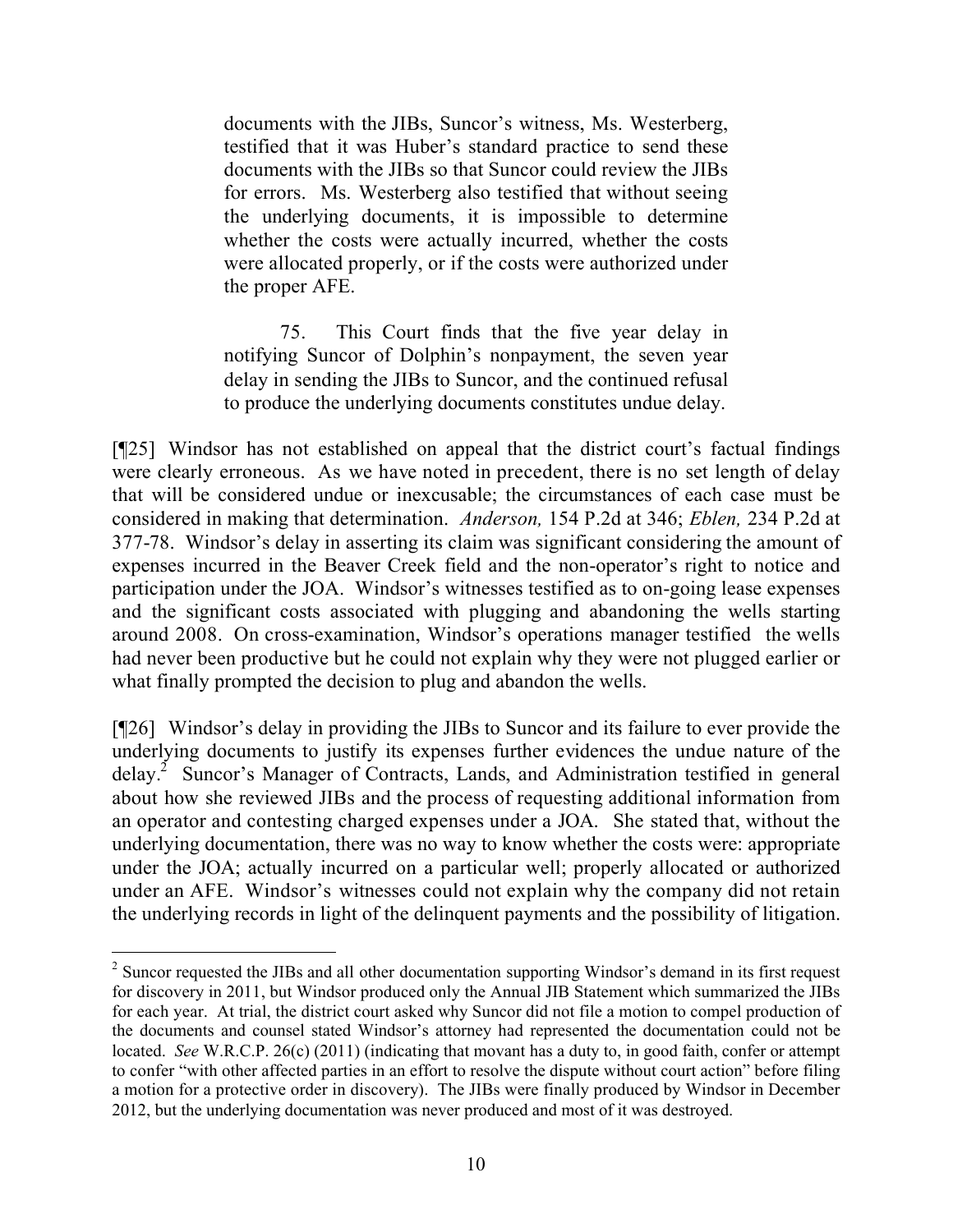documents with the JIBs, Suncor's witness, Ms. Westerberg, testified that it was Huber's standard practice to send these documents with the JIBs so that Suncor could review the JIBs for errors. Ms. Westerberg also testified that without seeing the underlying documents, it is impossible to determine whether the costs were actually incurred, whether the costs were allocated properly, or if the costs were authorized under the proper AFE.

> 75. This Court finds that the five year delay in notifying Suncor of Dolphin's nonpayment, the seven year delay in sending the JIBs to Suncor, and the continued refusal to produce the underlying documents constitutes undue delay.

[¶25] Windsor has not established on appeal that the district court's factual findings were clearly erroneous. As we have noted in precedent, there is no set length of delay that will be considered undue or inexcusable; the circumstances of each case must be considered in making that determination. *Anderson,* 154 P.2d at 346; *Eblen,* 234 P.2d at 377-78. Windsor's delay in asserting its claim was significant considering the amount of expenses incurred in the Beaver Creek field and the non-operator's right to notice and participation under the JOA. Windsor's witnesses testified as to on-going lease expenses and the significant costs associated with plugging and abandoning the wells starting around 2008. On cross-examination, Windsor's operations manager testified the wells had never been productive but he could not explain why they were not plugged earlier or what finally prompted the decision to plug and abandon the wells.

[¶26] Windsor's delay in providing the JIBs to Suncor and its failure to ever provide the underlying documents to justify its expenses further evidences the undue nature of the delay.[2] Suncor's Manager of Contracts, Lands, and Administration testified in general about how she reviewed JIBs and the process of requesting additional information from an operator and contesting charged expenses under a JOA. She stated that, without the underlying documentation, there was no way to know whether the costs were: appropriate under the JOA; actually incurred on a particular well; properly allocated or authorized under an AFE. Windsor's witnesses could not explain why the company did not retain the underlying records in light of the delinquent payments and the possibility of litigation.

---

[2] Suncor requested the JIBs and all other documentation supporting Windsor's demand in its first request for discovery in 2011, but Windsor produced only the Annual JIB Statement which summarized the JIBs for each year. At trial, the district court asked why Suncor did not file a motion to compel production of the documents and counsel stated Windsor's attorney had represented the documentation could not be located. *See* W.R.C.P. 26(c) (2011) (indicating that movant has a duty to, in good faith, confer or attempt to confer "with other affected parties in an effort to resolve the dispute without court action" before filing a motion for a protective order in discovery). The JIBs were finally produced by Windsor in December 2012, but the underlying documentation was never produced and most of it was destroyed.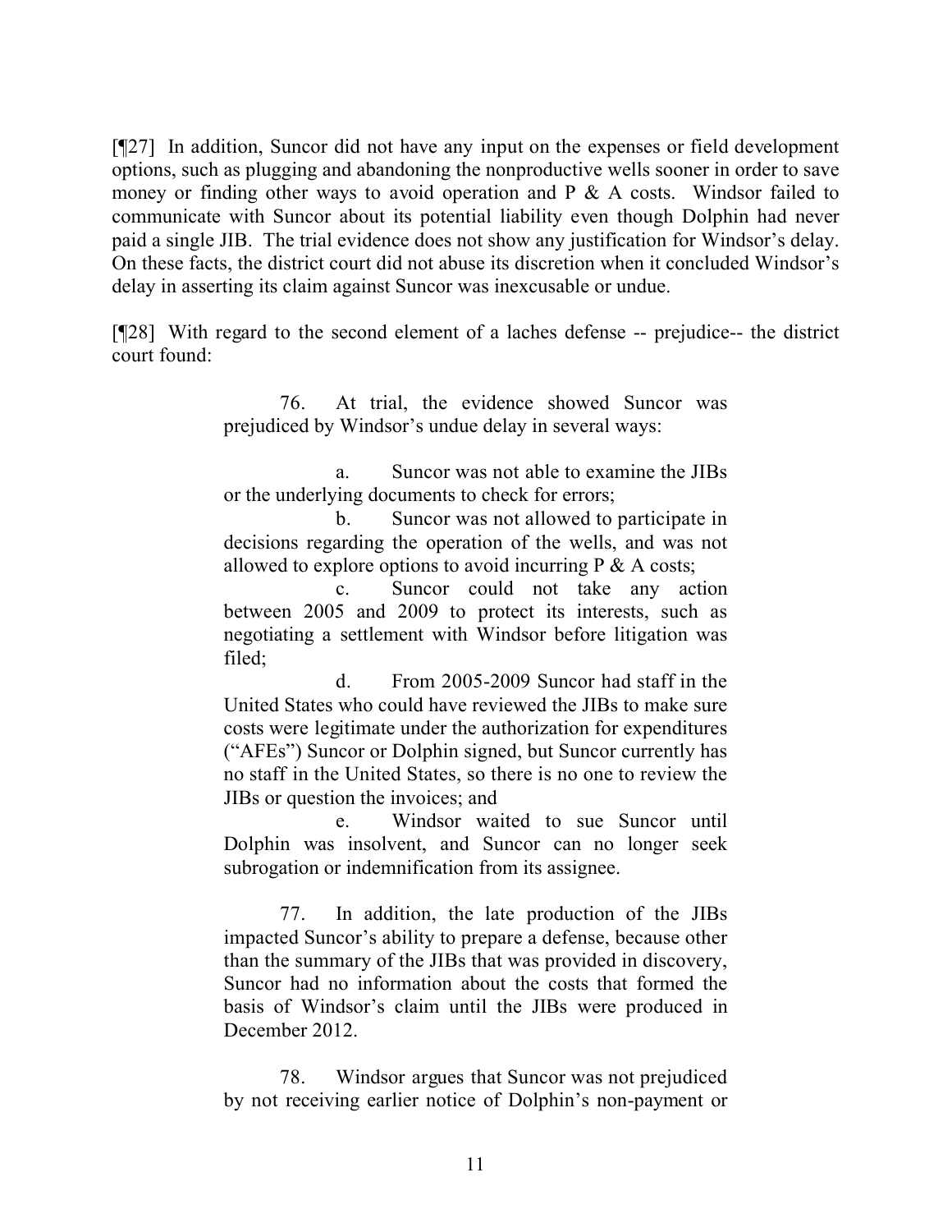[¶27] In addition, Suncor did not have any input on the expenses or field development options, such as plugging and abandoning the nonproductive wells sooner in order to save money or finding other ways to avoid operation and P & A costs. Windsor failed to communicate with Suncor about its potential liability even though Dolphin had never paid a single JIB. The trial evidence does not show any justification for Windsor's delay. On these facts, the district court did not abuse its discretion when it concluded Windsor's delay in asserting its claim against Suncor was inexcusable or undue.

[¶28] With regard to the second element of a laches defense -- prejudice-- the district court found:

> 76. At trial, the evidence showed Suncor was prejudiced by Windsor's undue delay in several ways:
>
> a. Suncor was not able to examine the JIBs or the underlying documents to check for errors;
>
> b. Suncor was not allowed to participate in decisions regarding the operation of the wells, and was not allowed to explore options to avoid incurring P & A costs;
>
> c. Suncor could not take any action between 2005 and 2009 to protect its interests, such as negotiating a settlement with Windsor before litigation was filed;
>
> d. From 2005-2009 Suncor had staff in the United States who could have reviewed the JIBs to make sure costs were legitimate under the authorization for expenditures ("AFEs") Suncor or Dolphin signed, but Suncor currently has no staff in the United States, so there is no one to review the JIBs or question the invoices; and
>
> e. Windsor waited to sue Suncor until Dolphin was insolvent, and Suncor can no longer seek subrogation or indemnification from its assignee.
>
> 77. In addition, the late production of the JIBs impacted Suncor's ability to prepare a defense, because other than the summary of the JIBs that was provided in discovery, Suncor had no information about the costs that formed the basis of Windsor's claim until the JIBs were produced in December 2012.
>
> 78. Windsor argues that Suncor was not prejudiced by not receiving earlier notice of Dolphin's non-payment or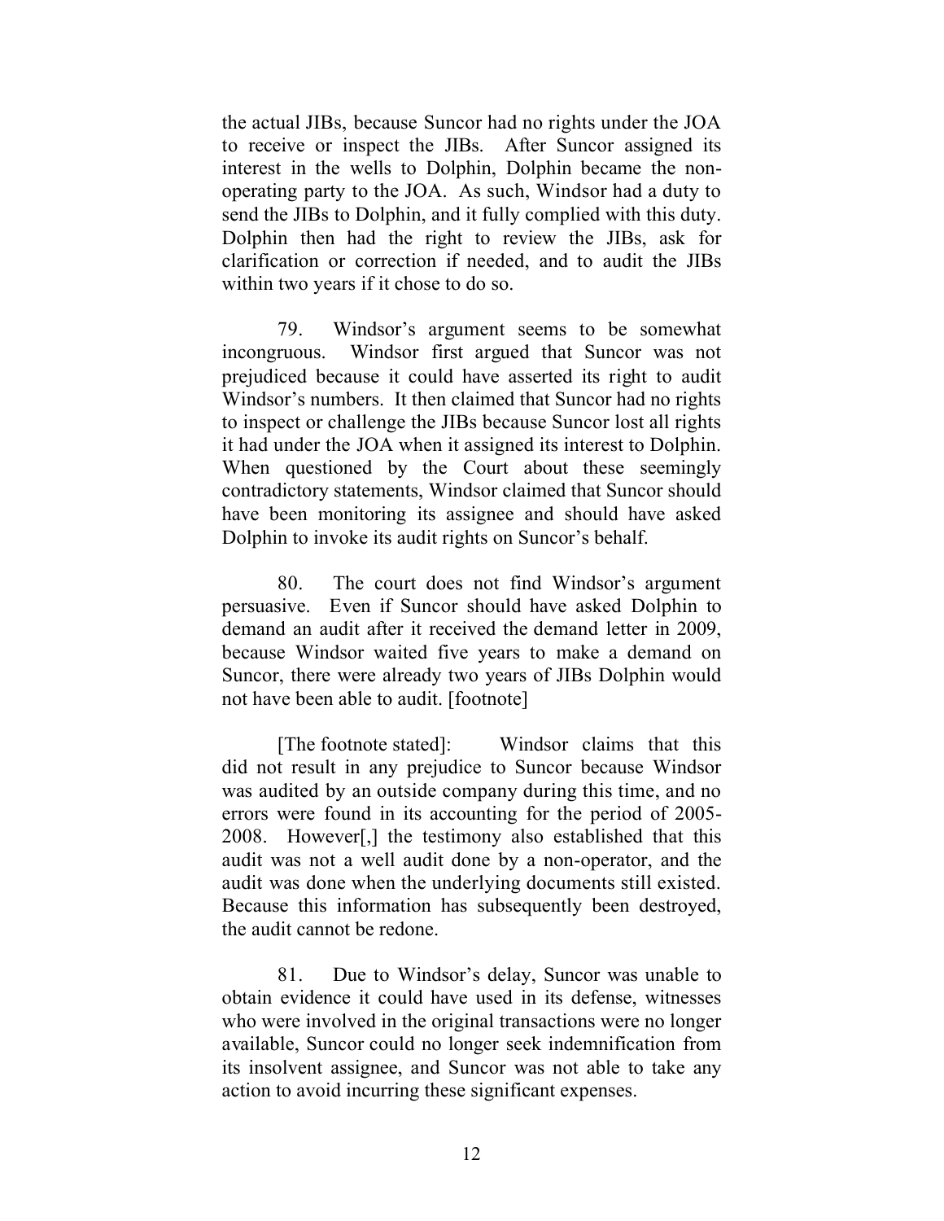the actual JIBs, because Suncor had no rights under the JOA to receive or inspect the JIBs. After Suncor assigned its interest in the wells to Dolphin, Dolphin became the non-operating party to the JOA. As such, Windsor had a duty to send the JIBs to Dolphin, and it fully complied with this duty. Dolphin then had the right to review the JIBs, ask for clarification or correction if needed, and to audit the JIBs within two years if it chose to do so.

79. Windsor's argument seems to be somewhat incongruous. Windsor first argued that Suncor was not prejudiced because it could have asserted its right to audit Windsor's numbers. It then claimed that Suncor had no rights to inspect or challenge the JIBs because Suncor lost all rights it had under the JOA when it assigned its interest to Dolphin. When questioned by the Court about these seemingly contradictory statements, Windsor claimed that Suncor should have been monitoring its assignee and should have asked Dolphin to invoke its audit rights on Suncor's behalf.

80. The court does not find Windsor's argument persuasive. Even if Suncor should have asked Dolphin to demand an audit after it received the demand letter in 2009, because Windsor waited five years to make a demand on Suncor, there were already two years of JIBs Dolphin would not have been able to audit. [footnote]

[The footnote stated]: Windsor claims that this did not result in any prejudice to Suncor because Windsor was audited by an outside company during this time, and no errors were found in its accounting for the period of 2005-2008. However[,] the testimony also established that this audit was not a well audit done by a non-operator, and the audit was done when the underlying documents still existed. Because this information has subsequently been destroyed, the audit cannot be redone.

81. Due to Windsor's delay, Suncor was unable to obtain evidence it could have used in its defense, witnesses who were involved in the original transactions were no longer available, Suncor could no longer seek indemnification from its insolvent assignee, and Suncor was not able to take any action to avoid incurring these significant expenses.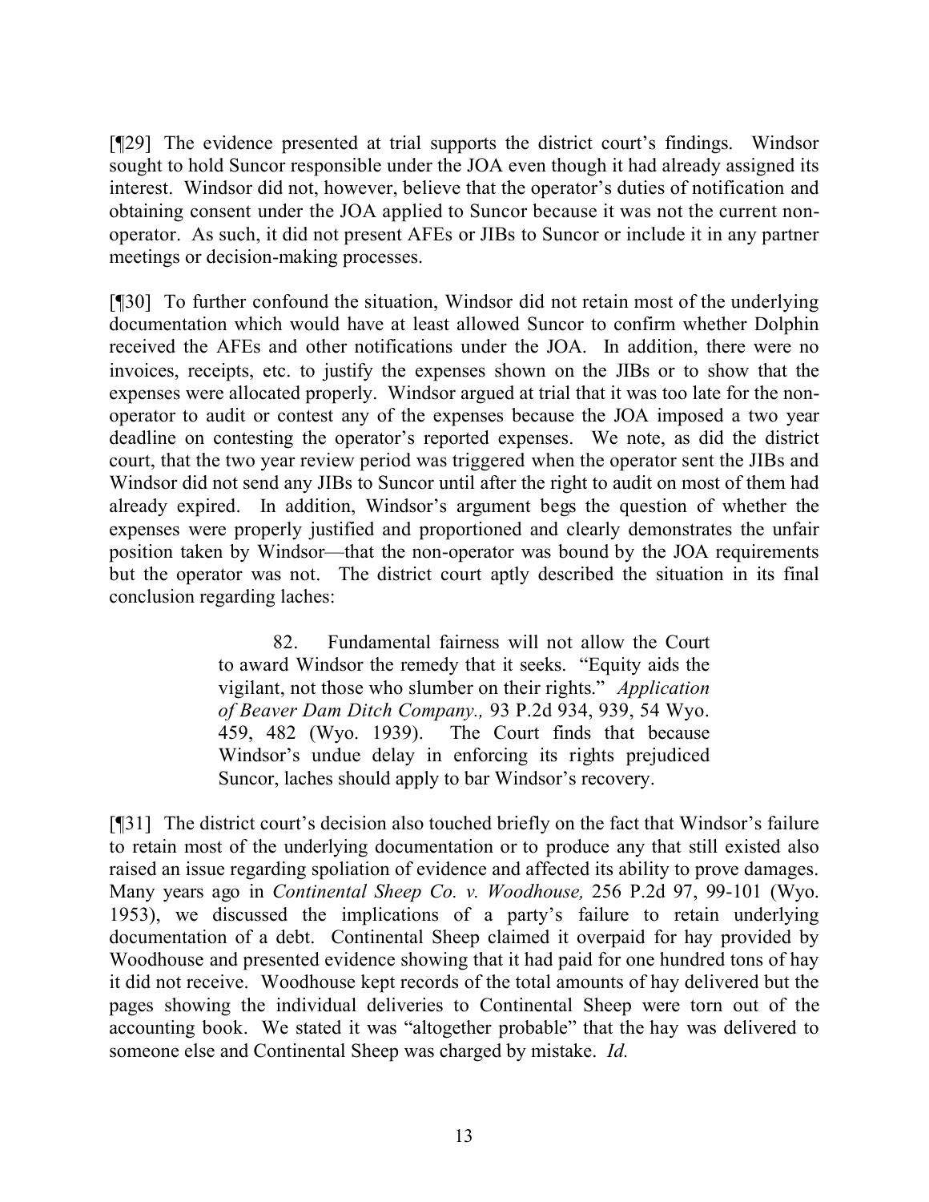[¶29] The evidence presented at trial supports the district court's findings. Windsor sought to hold Suncor responsible under the JOA even though it had already assigned its interest. Windsor did not, however, believe that the operator's duties of notification and obtaining consent under the JOA applied to Suncor because it was not the current non-operator. As such, it did not present AFEs or JIBs to Suncor or include it in any partner meetings or decision-making processes.

[¶30] To further confound the situation, Windsor did not retain most of the underlying documentation which would have at least allowed Suncor to confirm whether Dolphin received the AFEs and other notifications under the JOA. In addition, there were no invoices, receipts, etc. to justify the expenses shown on the JIBs or to show that the expenses were allocated properly. Windsor argued at trial that it was too late for the non-operator to audit or contest any of the expenses because the JOA imposed a two year deadline on contesting the operator's reported expenses. We note, as did the district court, that the two year review period was triggered when the operator sent the JIBs and Windsor did not send any JIBs to Suncor until after the right to audit on most of them had already expired. In addition, Windsor's argument begs the question of whether the expenses were properly justified and proportioned and clearly demonstrates the unfair position taken by Windsor—that the non-operator was bound by the JOA requirements but the operator was not. The district court aptly described the situation in its final conclusion regarding laches:

> 82. Fundamental fairness will not allow the Court to award Windsor the remedy that it seeks. "Equity aids the vigilant, not those who slumber on their rights." *Application of Beaver Dam Ditch Company.,* 93 P.2d 934, 939, 54 Wyo. 459, 482 (Wyo. 1939). The Court finds that because Windsor's undue delay in enforcing its rights prejudiced Suncor, laches should apply to bar Windsor's recovery.

[¶31] The district court's decision also touched briefly on the fact that Windsor's failure to retain most of the underlying documentation or to produce any that still existed also raised an issue regarding spoliation of evidence and affected its ability to prove damages. Many years ago in *Continental Sheep Co. v. Woodhouse,* 256 P.2d 97, 99-101 (Wyo. 1953), we discussed the implications of a party's failure to retain underlying documentation of a debt. Continental Sheep claimed it overpaid for hay provided by Woodhouse and presented evidence showing that it had paid for one hundred tons of hay it did not receive. Woodhouse kept records of the total amounts of hay delivered but the pages showing the individual deliveries to Continental Sheep were torn out of the accounting book. We stated it was "altogether probable" that the hay was delivered to someone else and Continental Sheep was charged by mistake. *Id.*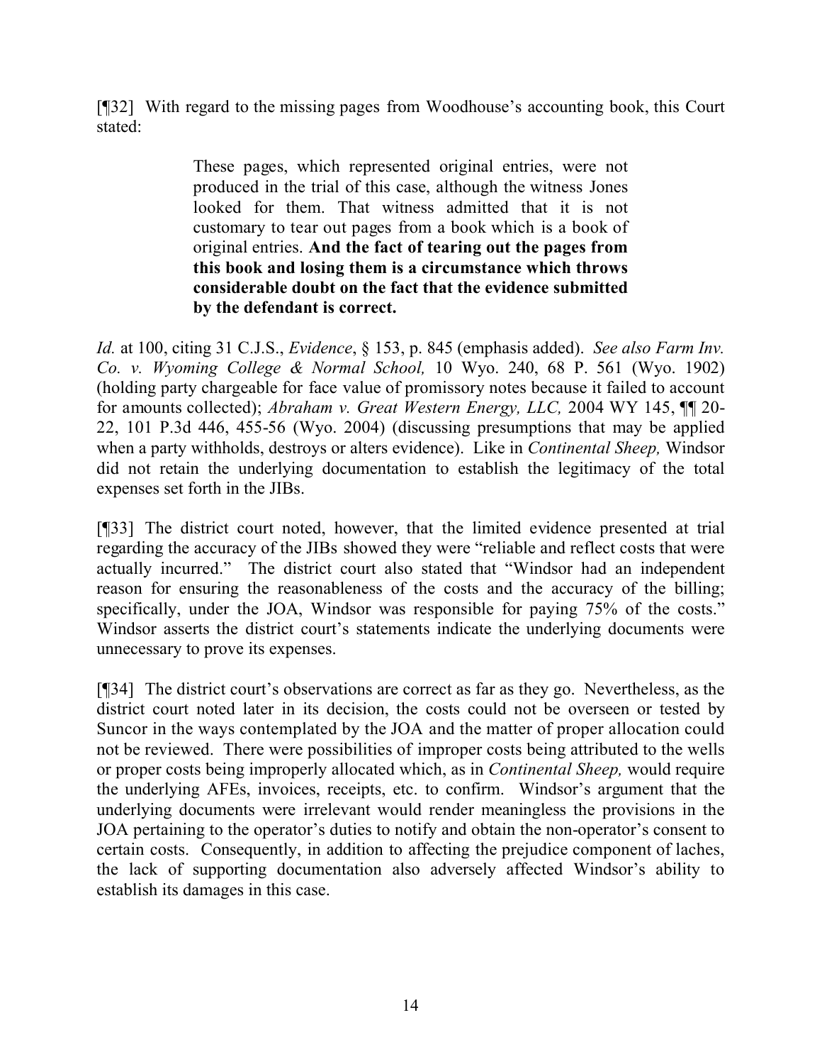[¶32] With regard to the missing pages from Woodhouse's accounting book, this Court stated:

> These pages, which represented original entries, were not produced in the trial of this case, although the witness Jones looked for them. That witness admitted that it is not customary to tear out pages from a book which is a book of original entries. **And the fact of tearing out the pages from this book and losing them is a circumstance which throws considerable doubt on the fact that the evidence submitted by the defendant is correct.**

*Id.* at 100, citing 31 C.J.S., *Evidence*, § 153, p. 845 (emphasis added). *See also Farm Inv. Co. v. Wyoming College & Normal School,* 10 Wyo. 240, 68 P. 561 (Wyo. 1902) (holding party chargeable for face value of promissory notes because it failed to account for amounts collected); *Abraham v. Great Western Energy, LLC,* 2004 WY 145, ¶¶ 20-22, 101 P.3d 446, 455-56 (Wyo. 2004) (discussing presumptions that may be applied when a party withholds, destroys or alters evidence). Like in *Continental Sheep,* Windsor did not retain the underlying documentation to establish the legitimacy of the total expenses set forth in the JIBs.

[¶33] The district court noted, however, that the limited evidence presented at trial regarding the accuracy of the JIBs showed they were "reliable and reflect costs that were actually incurred." The district court also stated that "Windsor had an independent reason for ensuring the reasonableness of the costs and the accuracy of the billing; specifically, under the JOA, Windsor was responsible for paying 75% of the costs." Windsor asserts the district court's statements indicate the underlying documents were unnecessary to prove its expenses.

[¶34] The district court's observations are correct as far as they go. Nevertheless, as the district court noted later in its decision, the costs could not be overseen or tested by Suncor in the ways contemplated by the JOA and the matter of proper allocation could not be reviewed. There were possibilities of improper costs being attributed to the wells or proper costs being improperly allocated which, as in *Continental Sheep,* would require the underlying AFEs, invoices, receipts, etc. to confirm. Windsor's argument that the underlying documents were irrelevant would render meaningless the provisions in the JOA pertaining to the operator's duties to notify and obtain the non-operator's consent to certain costs. Consequently, in addition to affecting the prejudice component of laches, the lack of supporting documentation also adversely affected Windsor's ability to establish its damages in this case.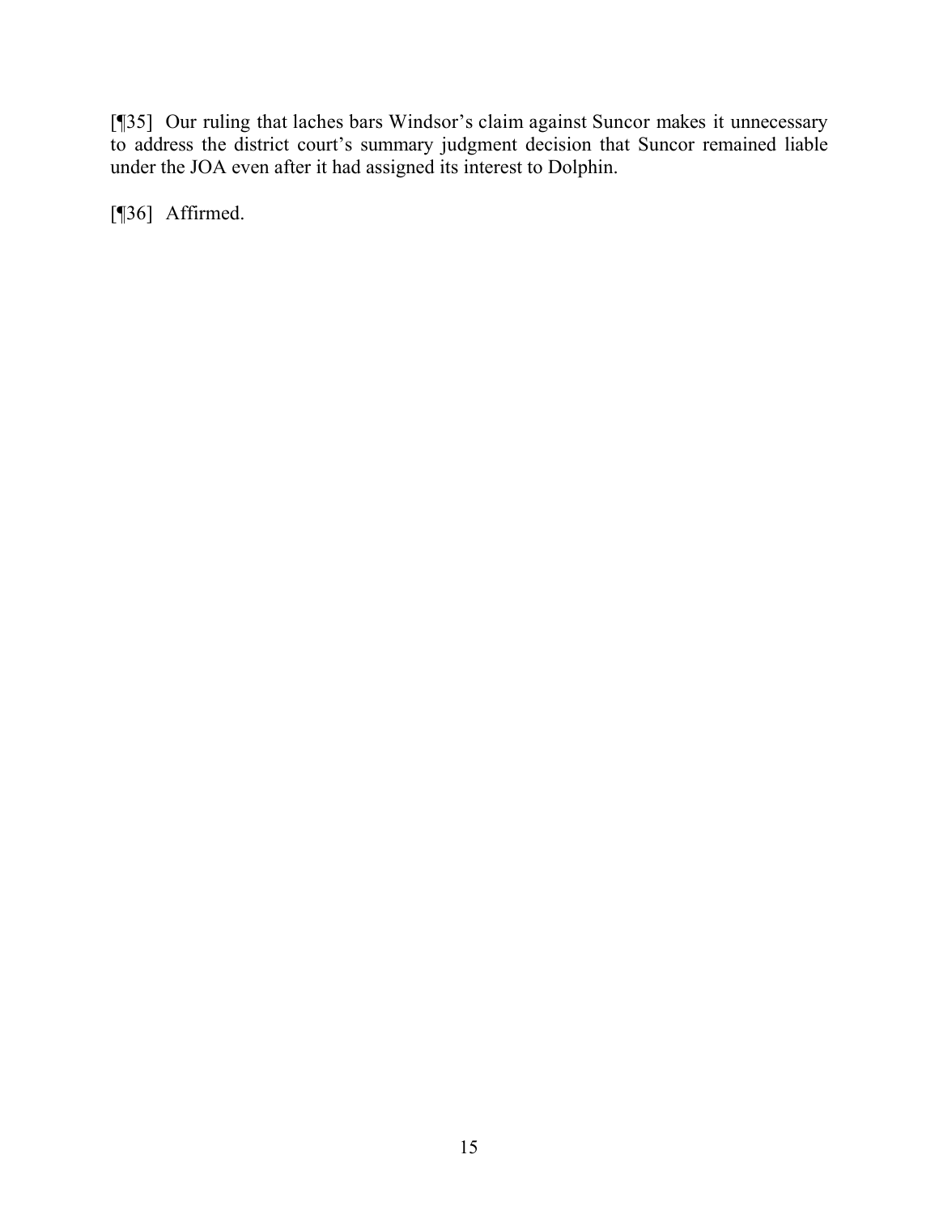[¶35] Our ruling that laches bars Windsor's claim against Suncor makes it unnecessary to address the district court's summary judgment decision that Suncor remained liable under the JOA even after it had assigned its interest to Dolphin.

[¶36] Affirmed.